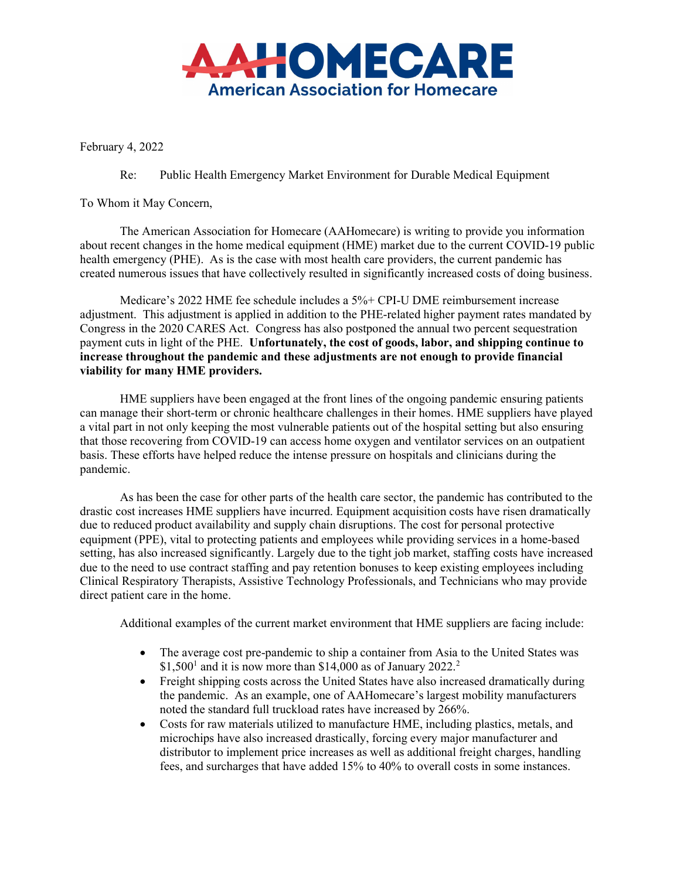# AAHOMECARE

**American Association for Homecare**

February 4, 2022

Re: Public Health Emergency Market Environment for Durable Medical Equipment

To Whom it May Concern,

The American Association for Homecare (AAHomecare) is writing to provide you information about recent changes in the home medical equipment (HME) market due to the current COVID-19 public health emergency (PHE). As is the case with most health care providers, the current pandemic has created numerous issues that have collectively resulted in significantly increased costs of doing business.

Medicare's 2022 HME fee schedule includes a 5%+ CPI-U DME reimbursement increase adjustment. This adjustment is applied in addition to the PHE-related higher payment rates mandated by Congress in the 2020 CARES Act. Congress has also postponed the annual two percent sequestration payment cuts in light of the PHE. **Unfortunately, the cost of goods, labor, and shipping continue to increase throughout the pandemic and these adjustments are not enough to provide financial viability for many HME providers.**

HME suppliers have been engaged at the front lines of the ongoing pandemic ensuring patients can manage their short-term or chronic healthcare challenges in their homes. HME suppliers have played a vital part in not only keeping the most vulnerable patients out of the hospital setting but also ensuring that those recovering from COVID-19 can access home oxygen and ventilator services on an outpatient basis. These efforts have helped reduce the intense pressure on hospitals and clinicians during the pandemic.

As has been the case for other parts of the health care sector, the pandemic has contributed to the drastic cost increases HME suppliers have incurred. Equipment acquisition costs have risen dramatically due to reduced product availability and supply chain disruptions. The cost for personal protective equipment (PPE), vital to protecting patients and employees while providing services in a home-based setting, has also increased significantly. Largely due to the tight job market, staffing costs have increased due to the need to use contract staffing and pay retention bonuses to keep existing employees including Clinical Respiratory Therapists, Assistive Technology Professionals, and Technicians who may provide direct patient care in the home.

Additional examples of the current market environment that HME suppliers are facing include:

- The average cost pre-pandemic to ship a container from Asia to the United States was $1,500[1] and it is now more than $14,000 as of January 2022.[2]
- Freight shipping costs across the United States have also increased dramatically during the pandemic. As an example, one of AAHomecare's largest mobility manufacturers noted the standard full truckload rates have increased by 266%.
- Costs for raw materials utilized to manufacture HME, including plastics, metals, and microchips have also increased drastically, forcing every major manufacturer and distributor to implement price increases as well as additional freight charges, handling fees, and surcharges that have added 15% to 40% to overall costs in some instances.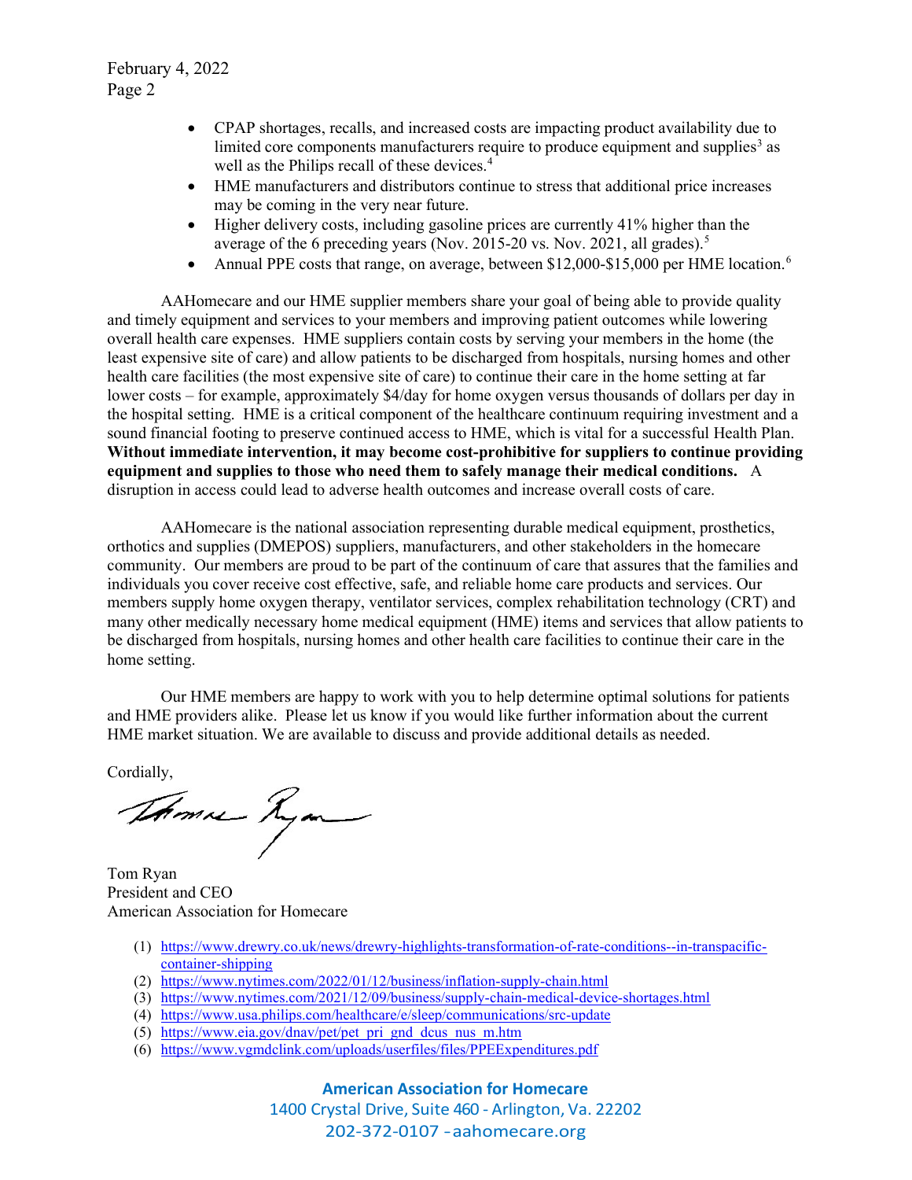- CPAP shortages, recalls, and increased costs are impacting product availability due to limited core components manufacturers require to produce equipment and supplies[3] as well as the Philips recall of these devices.[4]
- HME manufacturers and distributors continue to stress that additional price increases may be coming in the very near future.
- Higher delivery costs, including gasoline prices are currently 41% higher than the average of the 6 preceding years (Nov. 2015-20 vs. Nov. 2021, all grades).[5]
- Annual PPE costs that range, on average, between $12,000-$15,000 per HME location.[6]

AAHomecare and our HME supplier members share your goal of being able to provide quality and timely equipment and services to your members and improving patient outcomes while lowering overall health care expenses. HME suppliers contain costs by serving your members in the home (the least expensive site of care) and allow patients to be discharged from hospitals, nursing homes and other health care facilities (the most expensive site of care) to continue their care in the home setting at far lower costs – for example, approximately $4/day for home oxygen versus thousands of dollars per day in the hospital setting. HME is a critical component of the healthcare continuum requiring investment and a sound financial footing to preserve continued access to HME, which is vital for a successful Health Plan. **Without immediate intervention, it may become cost-prohibitive for suppliers to continue providing equipment and supplies to those who need them to safely manage their medical conditions.** A disruption in access could lead to adverse health outcomes and increase overall costs of care.

AAHomecare is the national association representing durable medical equipment, prosthetics, orthotics and supplies (DMEPOS) suppliers, manufacturers, and other stakeholders in the homecare community. Our members are proud to be part of the continuum of care that assures that the families and individuals you cover receive cost effective, safe, and reliable home care products and services. Our members supply home oxygen therapy, ventilator services, complex rehabilitation technology (CRT) and many other medically necessary home medical equipment (HME) items and services that allow patients to be discharged from hospitals, nursing homes and other health care facilities to continue their care in the home setting.

Our HME members are happy to work with you to help determine optimal solutions for patients and HME providers alike. Please let us know if you would like further information about the current HME market situation. We are available to discuss and provide additional details as needed.

Cordially,

Tom Ryan
President and CEO
American Association for Homecare

(1) https://www.drewry.co.uk/news/drewry-highlights-transformation-of-rate-conditions--in-transpacific-container-shipping
(2) https://www.nytimes.com/2022/01/12/business/inflation-supply-chain.html
(3) https://www.nytimes.com/2021/12/09/business/supply-chain-medical-device-shortages.html
(4) https://www.usa.philips.com/healthcare/e/sleep/communications/src-update
(5) https://www.eia.gov/dnav/pet/pet_pri_gnd_dcus_nus_m.htm
(6) https://www.vgmdclink.com/uploads/userfiles/files/PPEExpenditures.pdf

**American Association for Homecare**
1400 Crystal Drive, Suite 460 - Arlington, Va. 22202
202-372-0107 - aahomecare.org